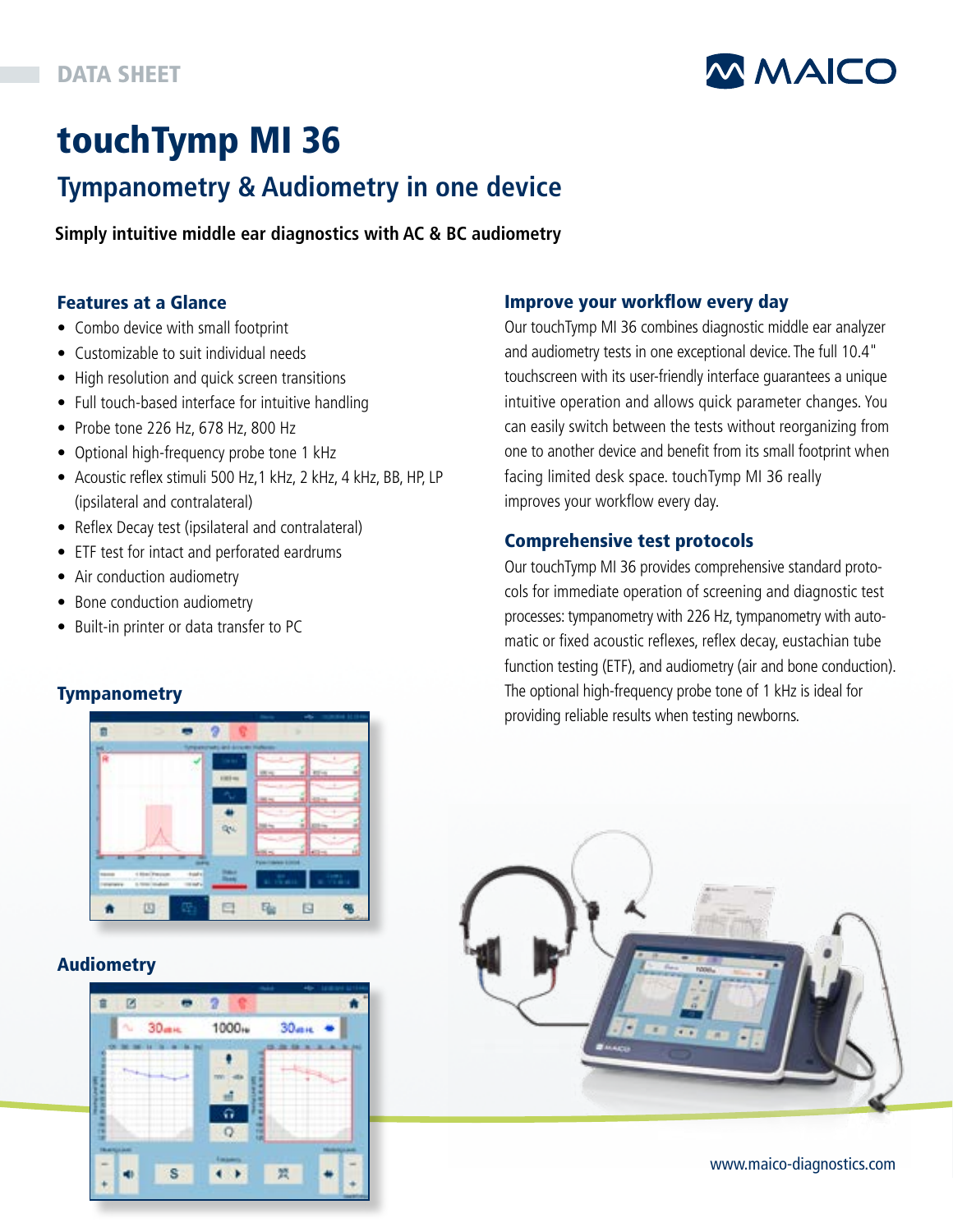DATA SHEET

# touchTymp MI 36

## Tympanometry & Audiometry in one device

**Simply intuitive middle ear diagnostics with AC & BC audiometry**

### Features at a Glance

- Combo device with small footprint
- Customizable to suit individual needs
- High resolution and quick screen transitions
- Full touch-based interface for intuitive handling
- Probe tone 226 Hz, 678 Hz, 800 Hz
- Optional high-frequency probe tone 1 kHz
- Acoustic reflex stimuli 500 Hz,1 kHz, 2 kHz, 4 kHz, BB, HP, LP (ipsilateral and contralateral)
- Reflex Decay test (ipsilateral and contralateral)
- ETF test for intact and perforated eardrums
- Air conduction audiometry
- Bone conduction audiometry
- Built-in printer or data transfer to PC

### Tympanometry

### Audiometry

### Improve your workflow every day

Our touchTymp MI 36 combines diagnostic middle ear analyzer and audiometry tests in one exceptional device. The full 10.4" touchscreen with its user-friendly interface guarantees a unique intuitive operation and allows quick parameter changes. You can easily switch between the tests without reorganizing from one to another device and benefit from its small footprint when facing limited desk space. touchTymp MI 36 really improves your workflow every day.

### Comprehensive test protocols

Our touchTymp MI 36 provides comprehensive standard protocols for immediate operation of screening and diagnostic test processes: tympanometry with 226 Hz, tympanometry with automatic or fixed acoustic reflexes, reflex decay, eustachian tube function testing (ETF), and audiometry (air and bone conduction). The optional high-frequency probe tone of 1 kHz is ideal for providing reliable results when testing newborns.

www.maico-diagnostics.com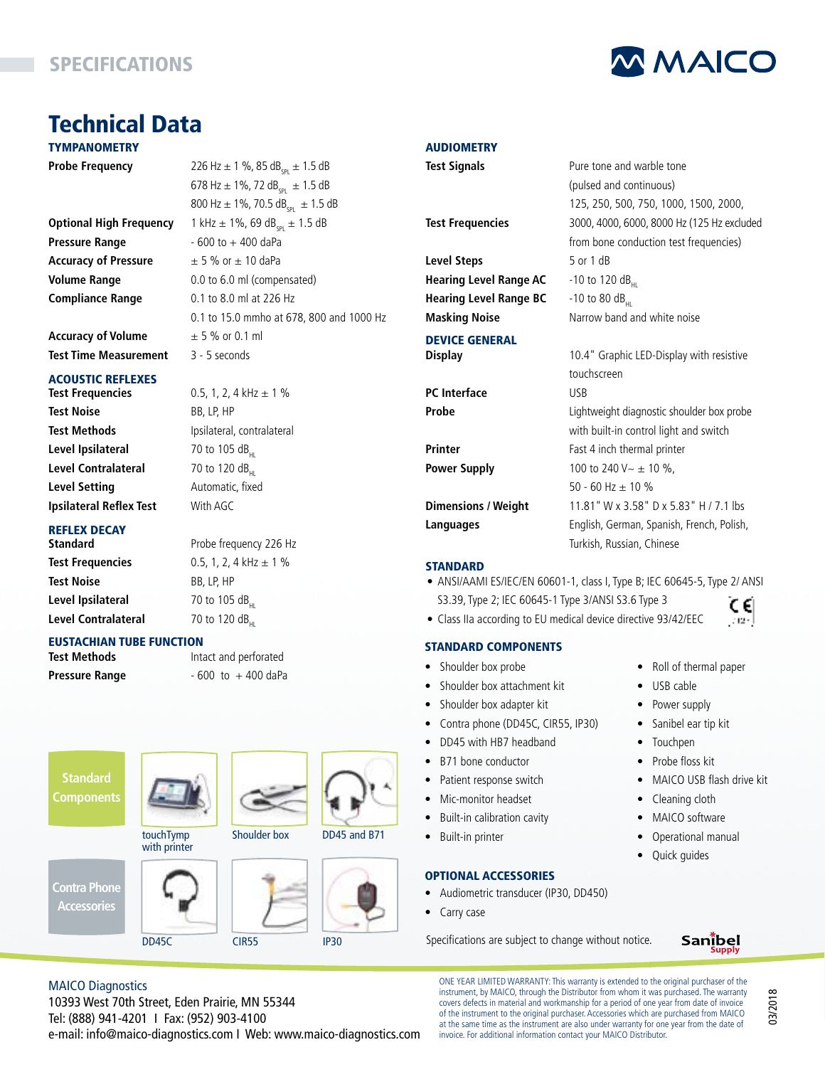## SPECIFICATIONS

MAICO

# Technical Data

### TYMPANOMETRY

| | |
|---|---|
| **Probe Frequency** | 226 Hz ± 1 %, 85 $dB_{SPL}$ ± 1.5 dB<br>678 Hz ± 1%, 72 $dB_{SPL}$ ± 1.5 dB<br>800 Hz ± 1%, 70.5 $dB_{SPL}$ ± 1.5 dB |
| **Optional High Frequency** | 1 kHz ± 1%, 69 $dB_{SPL}$ ± 1.5 dB |
| **Pressure Range** | - 600 to + 400 daPa |
| **Accuracy of Pressure** | ± 5 % or ± 10 daPa |
| **Volume Range** | 0.0 to 6.0 ml (compensated) |
| **Compliance Range** | 0.1 to 8.0 ml at 226 Hz<br>0.1 to 15.0 mmho at 678, 800 and 1000 Hz |
| **Accuracy of Volume** | ± 5 % or 0.1 ml |
| **Test Time Measurement** | 3 - 5 seconds |

### ACOUSTIC REFLEXES

| | |
|---|---|
| **Test Frequencies** | 0.5, 1, 2, 4 kHz ± 1 % |
| **Test Noise** | BB, LP, HP |
| **Test Methods** | Ipsilateral, contralateral |
| **Level Ipsilateral** | 70 to 105 $dB_{HL}$ |
| **Level Contralateral** | 70 to 120 $dB_{HL}$ |
| **Level Setting** | Automatic, fixed |
| **Ipsilateral Reflex Test** | With AGC |

### REFLEX DECAY

| | |
|---|---|
| **Standard** | Probe frequency 226 Hz |
| **Test Frequencies** | 0.5, 1, 2, 4 kHz ± 1 % |
| **Test Noise** | BB, LP, HP |
| **Level Ipsilateral** | 70 to 105 $dB_{HL}$ |
| **Level Contralateral** | 70 to 120 $dB_{HL}$ |

### EUSTACHIAN TUBE FUNCTION

| | |
|---|---|
| **Test Methods** | Intact and perforated |
| **Pressure Range** | - 600 to + 400 daPa |

### AUDIOMETRY

| | |
|---|---|
| **Test Signals** | Pure tone and warble tone (pulsed and continuous) |
| **Test Frequencies** | 125, 250, 500, 750, 1000, 1500, 2000, 3000, 4000, 6000, 8000 Hz (125 Hz excluded from bone conduction test frequencies) |
| **Level Steps** | 5 or 1 dB |
| **Hearing Level Range AC** | -10 to 120 $dB_{HL}$ |
| **Hearing Level Range BC** | -10 to 80 $dB_{HL}$ |
| **Masking Noise** | Narrow band and white noise |

### DEVICE GENERAL

| | |
|---|---|
| **Display** | 10.4" Graphic LED-Display with resistive touchscreen |
| **PC Interface** | USB |
| **Probe** | Lightweight diagnostic shoulder box probe with built-in control light and switch |
| **Printer** | Fast 4 inch thermal printer |
| **Power Supply** | 100 to 240 V~ ± 10 %,<br>50 - 60 Hz ± 10 % |
| **Dimensions / Weight** | 11.81" W x 3.58" D x 5.83" H / 7.1 lbs |
| **Languages** | English, German, Spanish, French, Polish, Turkish, Russian, Chinese |

### STANDARD

- ANSI/AAMI ES/IEC/EN 60601-1, class I, Type B; IEC 60645-5, Type 2/ ANSI S3.39, Type 2; IEC 60645-1 Type 3/ANSI S3.6 Type 3
- Class IIa according to EU medical device directive 93/42/EEC

### STANDARD COMPONENTS

- Shoulder box probe
- Shoulder box attachment kit
- Shoulder box adapter kit
- Contra phone (DD45C, CIR55, IP30)
- DD45 with HB7 headband
- B71 bone conductor
- Patient response switch
- Mic-monitor headset
- Built-in calibration cavity
- Built-in printer
- Roll of thermal paper
- USB cable
- Power supply
- Sanibel ear tip kit
- Touchpen
- Probe floss kit
- MAICO USB flash drive kit
- Cleaning cloth
- MAICO software
- Operational manual
- Quick guides

### OPTIONAL ACCESSORIES

- Audiometric transducer (IP30, DD450)
- Carry case

Standard Components

touchTymp with printer

Shoulder box

DD45 and B71

Contra Phone Accessories

DD45C

CIR55

IP30

Specifications are subject to change without notice.

Sanibel Supply

MAICO Diagnostics
10393 West 70th Street, Eden Prairie, MN 55344
Tel: (888) 941-4201 I Fax: (952) 903-4100
e-mail: info@maico-diagnostics.com I Web: www.maico-diagnostics.com

ONE YEAR LIMITED WARRANTY: This warranty is extended to the original purchaser of the instrument, by MAICO, through the Distributor from whom it was purchased. The warranty covers defects in material and workmanship for a period of one year from date of invoice of the instrument to the original purchaser. Accessories which are purchased from MAICO at the same time as the instrument are also under warranty for one year from the date of invoice. For additional information contact your MAICO Distributor.

03/2018